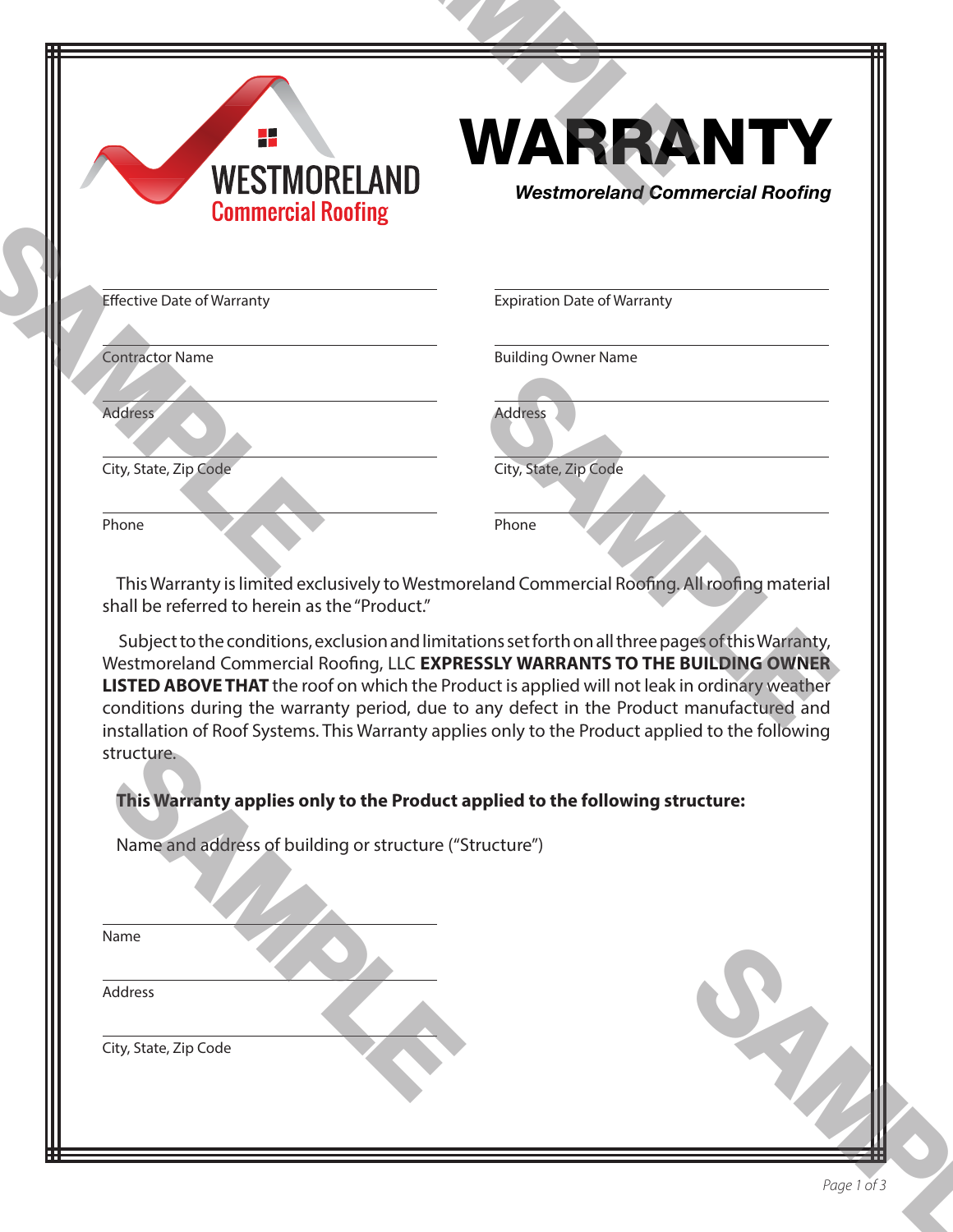WESTMORELAND
Commercial Roofing

# WARRANTY

***Westmoreland Commercial Roofing***

| | |
|---|---|
| Effective Date of Warranty | Expiration Date of Warranty |
| Contractor Name | Building Owner Name |
| Address | Address |
| City, State, Zip Code | City, State, Zip Code |
| Phone | Phone |

This Warranty is limited exclusively to Westmoreland Commercial Roofing. All roofing material shall be referred to herein as the "Product."

Subject to the conditions, exclusion and limitations set forth on all three pages of this Warranty, Westmoreland Commercial Roofing, LLC **EXPRESSLY WARRANTS TO THE BUILDING OWNER LISTED ABOVE THAT** the roof on which the Product is applied will not leak in ordinary weather conditions during the warranty period, due to any defect in the Product manufactured and installation of Roof Systems. This Warranty applies only to the Product applied to the following structure.

**This Warranty applies only to the Product applied to the following structure:**

Name and address of building or structure ("Structure")

Name

Address

City, State, Zip Code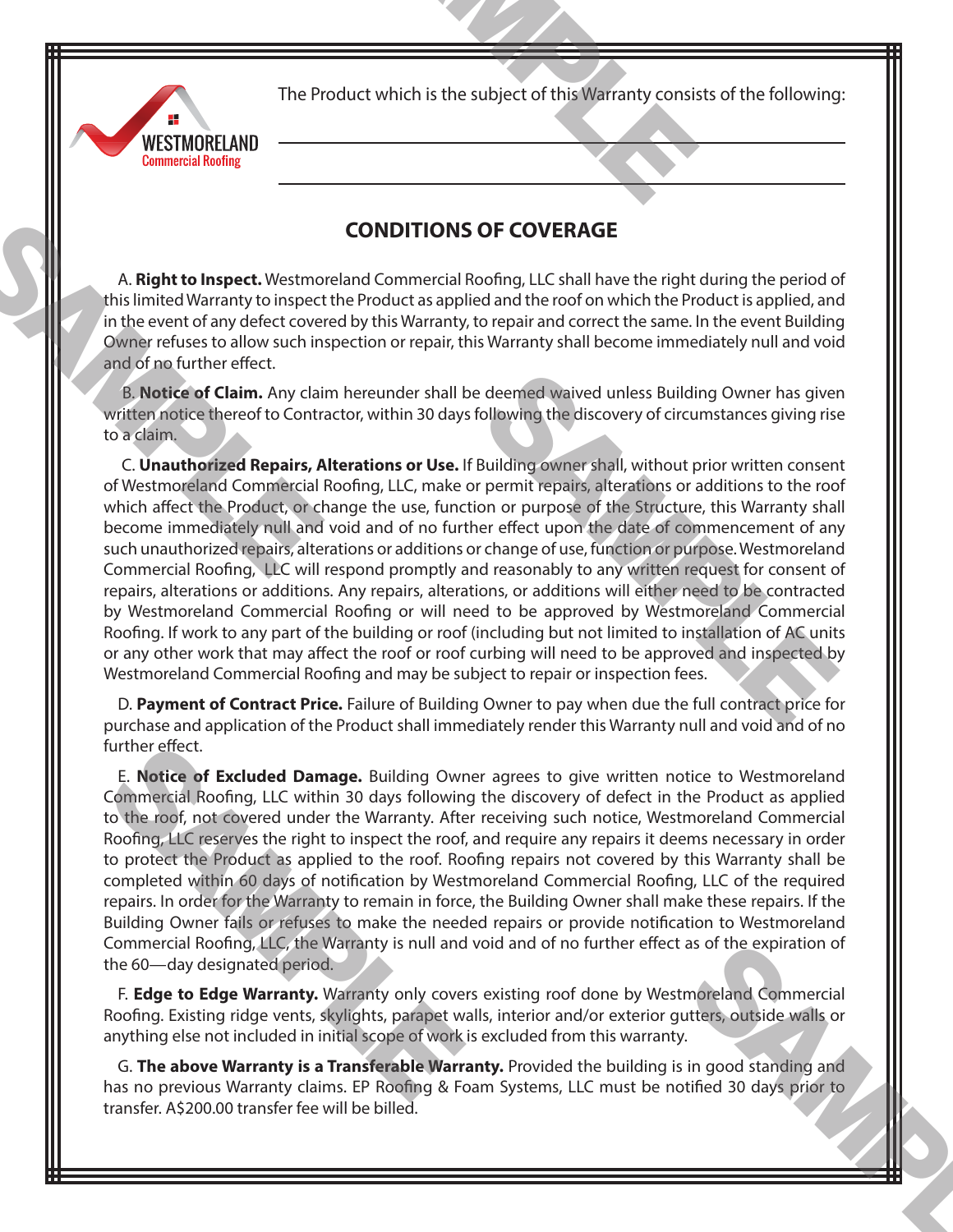The Product which is the subject of this Warranty consists of the following:

\_\_\_\_\_\_\_\_\_\_\_\_\_\_\_\_\_\_\_\_\_\_\_\_\_\_\_\_\_\_\_\_\_\_\_\_\_\_\_\_\_\_\_\_\_\_\_\_\_\_\_\_

\_\_\_\_\_\_\_\_\_\_\_\_\_\_\_\_\_\_\_\_\_\_\_\_\_\_\_\_\_\_\_\_\_\_\_\_\_\_\_\_\_\_\_\_\_\_\_\_\_\_\_\_

## CONDITIONS OF COVERAGE

A. **Right to Inspect.** Westmoreland Commercial Roofing, LLC shall have the right during the period of this limited Warranty to inspect the Product as applied and the roof on which the Product is applied, and in the event of any defect covered by this Warranty, to repair and correct the same. In the event Building Owner refuses to allow such inspection or repair, this Warranty shall become immediately null and void and of no further effect.

B. **Notice of Claim.** Any claim hereunder shall be deemed waived unless Building Owner has given written notice thereof to Contractor, within 30 days following the discovery of circumstances giving rise to a claim.

C. **Unauthorized Repairs, Alterations or Use.** If Building owner shall, without prior written consent of Westmoreland Commercial Roofing, LLC, make or permit repairs, alterations or additions to the roof which affect the Product, or change the use, function or purpose of the Structure, this Warranty shall become immediately null and void and of no further effect upon the date of commencement of any such unauthorized repairs, alterations or additions or change of use, function or purpose. Westmoreland Commercial Roofing, LLC will respond promptly and reasonably to any written request for consent of repairs, alterations or additions. Any repairs, alterations, or additions will either need to be contracted by Westmoreland Commercial Roofing or will need to be approved by Westmoreland Commercial Roofing. If work to any part of the building or roof (including but not limited to installation of AC units or any other work that may affect the roof or roof curbing will need to be approved and inspected by Westmoreland Commercial Roofing and may be subject to repair or inspection fees.

D. **Payment of Contract Price.** Failure of Building Owner to pay when due the full contract price for purchase and application of the Product shall immediately render this Warranty null and void and of no further effect.

E. **Notice of Excluded Damage.** Building Owner agrees to give written notice to Westmoreland Commercial Roofing, LLC within 30 days following the discovery of defect in the Product as applied to the roof, not covered under the Warranty. After receiving such notice, Westmoreland Commercial Roofing, LLC reserves the right to inspect the roof, and require any repairs it deems necessary in order to protect the Product as applied to the roof. Roofing repairs not covered by this Warranty shall be completed within 60 days of notification by Westmoreland Commercial Roofing, LLC of the required repairs. In order for the Warranty to remain in force, the Building Owner shall make these repairs. If the Building Owner fails or refuses to make the needed repairs or provide notification to Westmoreland Commercial Roofing, LLC, the Warranty is null and void and of no further effect as of the expiration of the 60—day designated period.

F. **Edge to Edge Warranty.** Warranty only covers existing roof done by Westmoreland Commercial Roofing. Existing ridge vents, skylights, parapet walls, interior and/or exterior gutters, outside walls or anything else not included in initial scope of work is excluded from this warranty.

G. **The above Warranty is a Transferable Warranty.** Provided the building is in good standing and has no previous Warranty claims. EP Roofing & Foam Systems, LLC must be notified 30 days prior to transfer. A$200.00 transfer fee will be billed.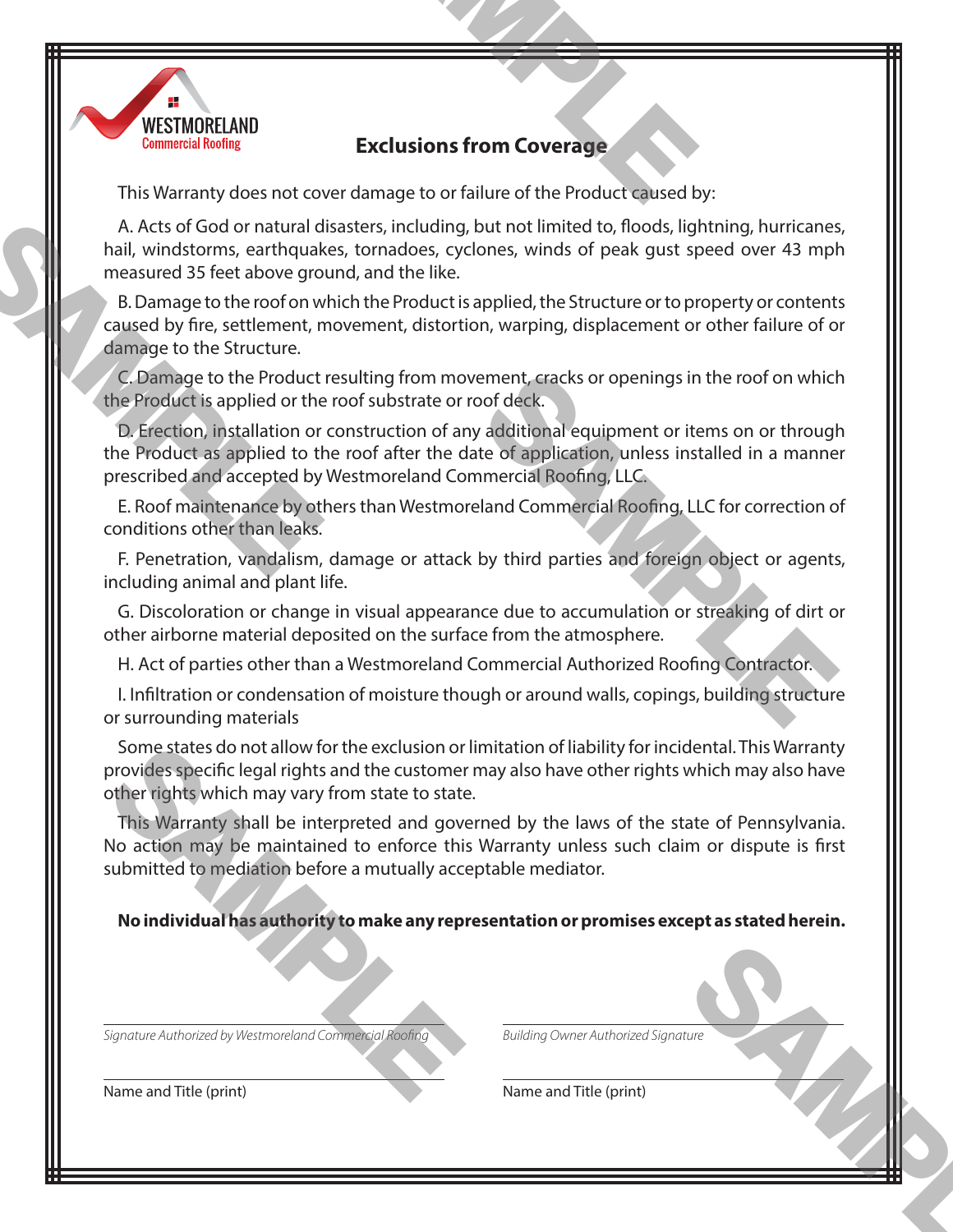WESTMORELAND
Commercial Roofing

## Exclusions from Coverage

This Warranty does not cover damage to or failure of the Product caused by:

A. Acts of God or natural disasters, including, but not limited to, floods, lightning, hurricanes, hail, windstorms, earthquakes, tornadoes, cyclones, winds of peak gust speed over 43 mph measured 35 feet above ground, and the like.

B. Damage to the roof on which the Product is applied, the Structure or to property or contents caused by fire, settlement, movement, distortion, warping, displacement or other failure of or damage to the Structure.

C. Damage to the Product resulting from movement, cracks or openings in the roof on which the Product is applied or the roof substrate or roof deck.

D. Erection, installation or construction of any additional equipment or items on or through the Product as applied to the roof after the date of application, unless installed in a manner prescribed and accepted by Westmoreland Commercial Roofing, LLC.

E. Roof maintenance by others than Westmoreland Commercial Roofing, LLC for correction of conditions other than leaks.

F. Penetration, vandalism, damage or attack by third parties and foreign object or agents, including animal and plant life.

G. Discoloration or change in visual appearance due to accumulation or streaking of dirt or other airborne material deposited on the surface from the atmosphere.

H. Act of parties other than a Westmoreland Commercial Authorized Roofing Contractor.

I. Infiltration or condensation of moisture though or around walls, copings, building structure or surrounding materials

Some states do not allow for the exclusion or limitation of liability for incidental. This Warranty provides specific legal rights and the customer may also have other rights which may also have other rights which may vary from state to state.

This Warranty shall be interpreted and governed by the laws of the state of Pennsylvania. No action may be maintained to enforce this Warranty unless such claim or dispute is first submitted to mediation before a mutually acceptable mediator.

**No individual has authority to make any representation or promises except as stated herein.**

_______________________________
*Signature Authorized by Westmoreland Commercial Roofing*

_______________________________
Name and Title (print)

_______________________________
*Building Owner Authorized Signature*

_______________________________
Name and Title (print)